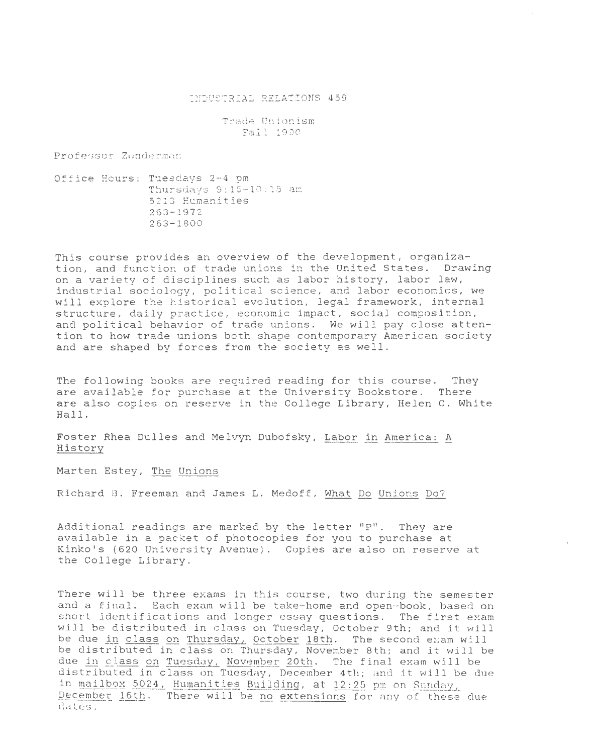# INDUSTRIAL RELATIONS 469

## Trade Unionism
## Fall 1990

Professor Zonderman

Office Hours: Tuesdays 2-4 pm
Thursdays 9:15-10:15 am
5213 Humanities
263-1972
263-1800

This course provides an overview of the development, organization, and function of trade unions in the United States. Drawing on a variety of disciplines such as labor history, labor law, industrial sociology, political science, and labor economics, we will explore the historical evolution, legal framework, internal structure, daily practice, economic impact, social composition, and political behavior of trade unions. We will pay close attention to how trade unions both shape contemporary American society and are shaped by forces from the society as well.

The following books are required reading for this course. They are available for purchase at the University Bookstore. There are also copies on reserve in the College Library, Helen C. White Hall.

Foster Rhea Dulles and Melvyn Dubofsky, Labor in America: A History

Marten Estey, The Unions

Richard B. Freeman and James L. Medoff, What Do Unions Do?

Additional readings are marked by the letter "P". They are available in a packet of photocopies for you to purchase at Kinko's (620 University Avenue). Copies are also on reserve at the College Library.

There will be three exams in this course, two during the semester and a final. Each exam will be take-home and open-book, based on short identifications and longer essay questions. The first exam will be distributed in class on Tuesday, October 9th; and it will be due in class on Thursday, October 18th. The second exam will be distributed in class on Thursday, November 8th; and it will be due in class on Tuesday, November 20th. The final exam will be distributed in class on Tuesday, December 4th; and it will be due in mailbox 5024, Humanities Building, at 12:25 pm on Sunday, December 16th. There will be no extensions for any of these due dates.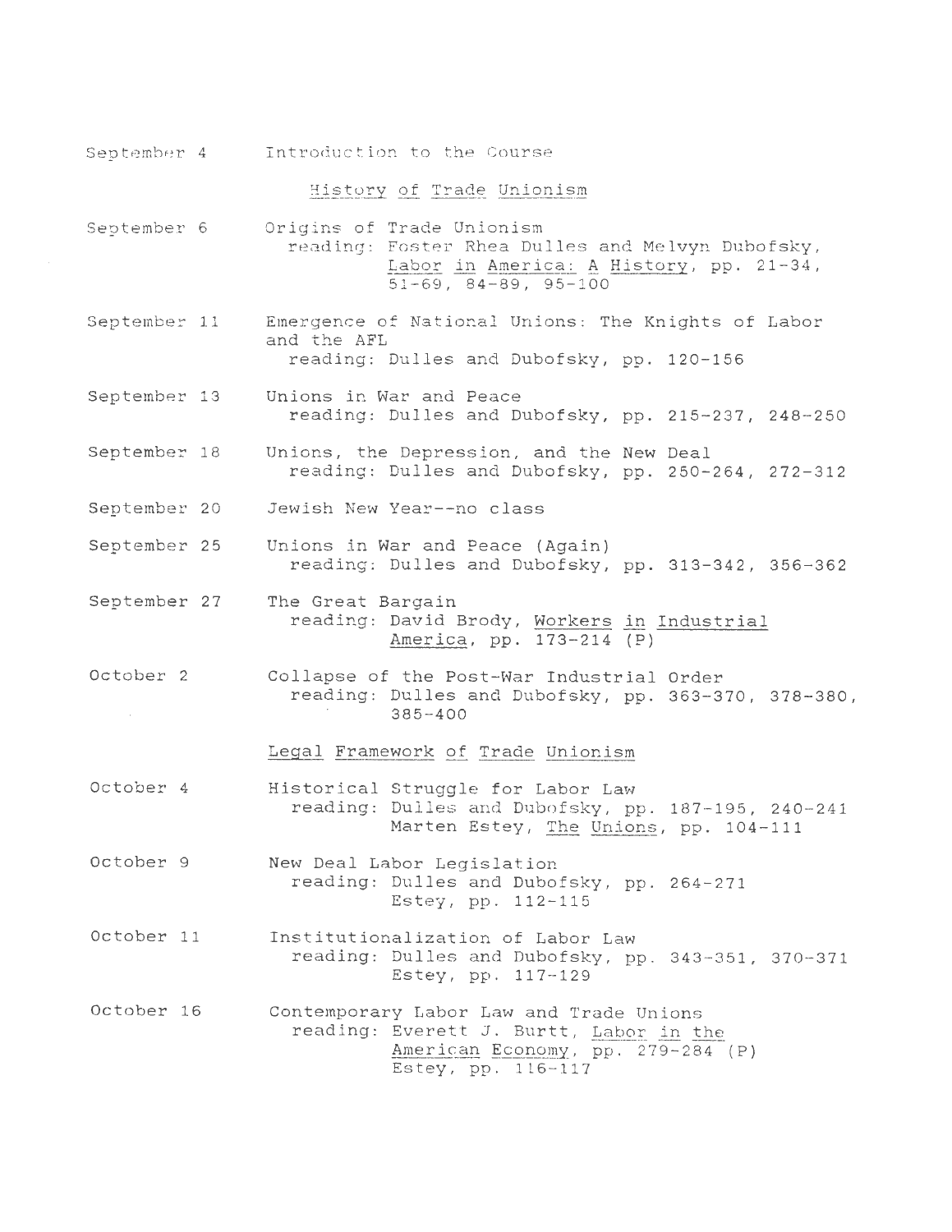September 4 — Introduction to the Course

## History of Trade Unionism

**September 6** — Origins of Trade Unionism
reading: Foster Rhea Dulles and Melvyn Dubofsky, Labor in America: A History, pp. 21-34, 51-69, 84-89, 95-100

**September 11** — Emergence of National Unions: The Knights of Labor and the AFL
reading: Dulles and Dubofsky, pp. 120-156

**September 13** — Unions in War and Peace
reading: Dulles and Dubofsky, pp. 215-237, 248-250

**September 18** — Unions, the Depression, and the New Deal
reading: Dulles and Dubofsky, pp. 250-264, 272-312

**September 20** — Jewish New Year--no class

**September 25** — Unions in War and Peace (Again)
reading: Dulles and Dubofsky, pp. 313-342, 356-362

**September 27** — The Great Bargain
reading: David Brody, Workers in Industrial America, pp. 173-214 (P)

**October 2** — Collapse of the Post-War Industrial Order
reading: Dulles and Dubofsky, pp. 363-370, 378-380, 385-400

## Legal Framework of Trade Unionism

**October 4** — Historical Struggle for Labor Law
reading: Dulles and Dubofsky, pp. 187-195, 240-241
Marten Estey, The Unions, pp. 104-111

**October 9** — New Deal Labor Legislation
reading: Dulles and Dubofsky, pp. 264-271
Estey, pp. 112-115

**October 11** — Institutionalization of Labor Law
reading: Dulles and Dubofsky, pp. 343-351, 370-371
Estey, pp. 117-129

**October 16** — Contemporary Labor Law and Trade Unions
reading: Everett J. Burtt, Labor in the American Economy, pp. 279-284 (P)
Estey, pp. 116-117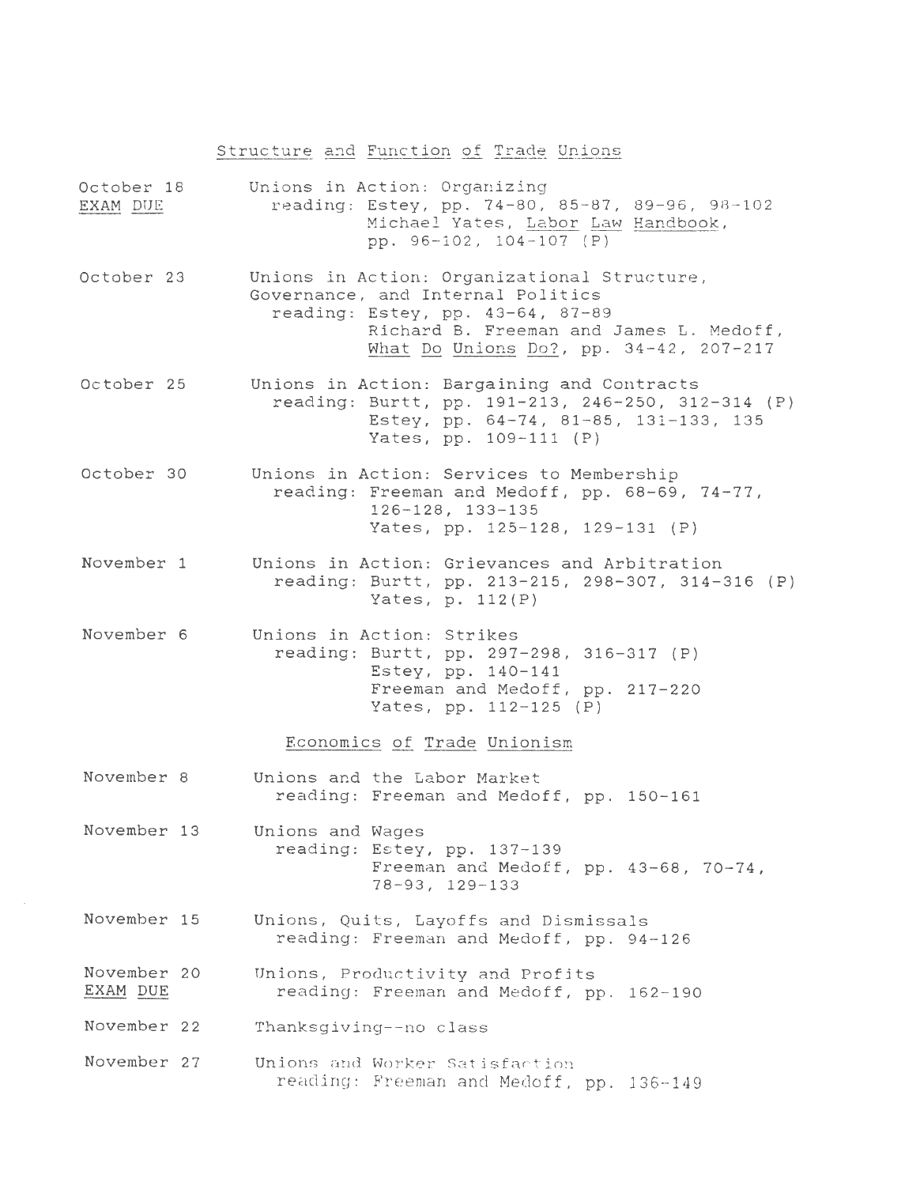## Structure and Function of Trade Unions

**October 18** — **EXAM DUE**
Unions in Action: Organizing
reading: Estey, pp. 74-80, 85-87, 89-96, 98-102
Michael Yates, *Labor Law Handbook*, pp. 96-102, 104-107 (P)

**October 23**
Unions in Action: Organizational Structure, Governance, and Internal Politics
reading: Estey, pp. 43-64, 87-89
Richard B. Freeman and James L. Medoff, *What Do Unions Do?*, pp. 34-42, 207-217

**October 25**
Unions in Action: Bargaining and Contracts
reading: Burtt, pp. 191-213, 246-250, 312-314 (P)
Estey, pp. 64-74, 81-85, 131-133, 135
Yates, pp. 109-111 (P)

**October 30**
Unions in Action: Services to Membership
reading: Freeman and Medoff, pp. 68-69, 74-77, 126-128, 133-135
Yates, pp. 125-128, 129-131 (P)

**November 1**
Unions in Action: Grievances and Arbitration
reading: Burtt, pp. 213-215, 298-307, 314-316 (P)
Yates, p. 112(P)

**November 6**
Unions in Action: Strikes
reading: Burtt, pp. 297-298, 316-317 (P)
Estey, pp. 140-141
Freeman and Medoff, pp. 217-220
Yates, pp. 112-125 (P)

## Economics of Trade Unionism

**November 8**
Unions and the Labor Market
reading: Freeman and Medoff, pp. 150-161

**November 13**
Unions and Wages
reading: Estey, pp. 137-139
Freeman and Medoff, pp. 43-68, 70-74, 78-93, 129-133

**November 15**
Unions, Quits, Layoffs and Dismissals
reading: Freeman and Medoff, pp. 94-126

**November 20** — **EXAM DUE**
Unions, Productivity and Profits
reading: Freeman and Medoff, pp. 162-190

**November 22**
Thanksgiving--no class

**November 27**
Unions and Worker Satisfaction
reading: Freeman and Medoff, pp. 136-149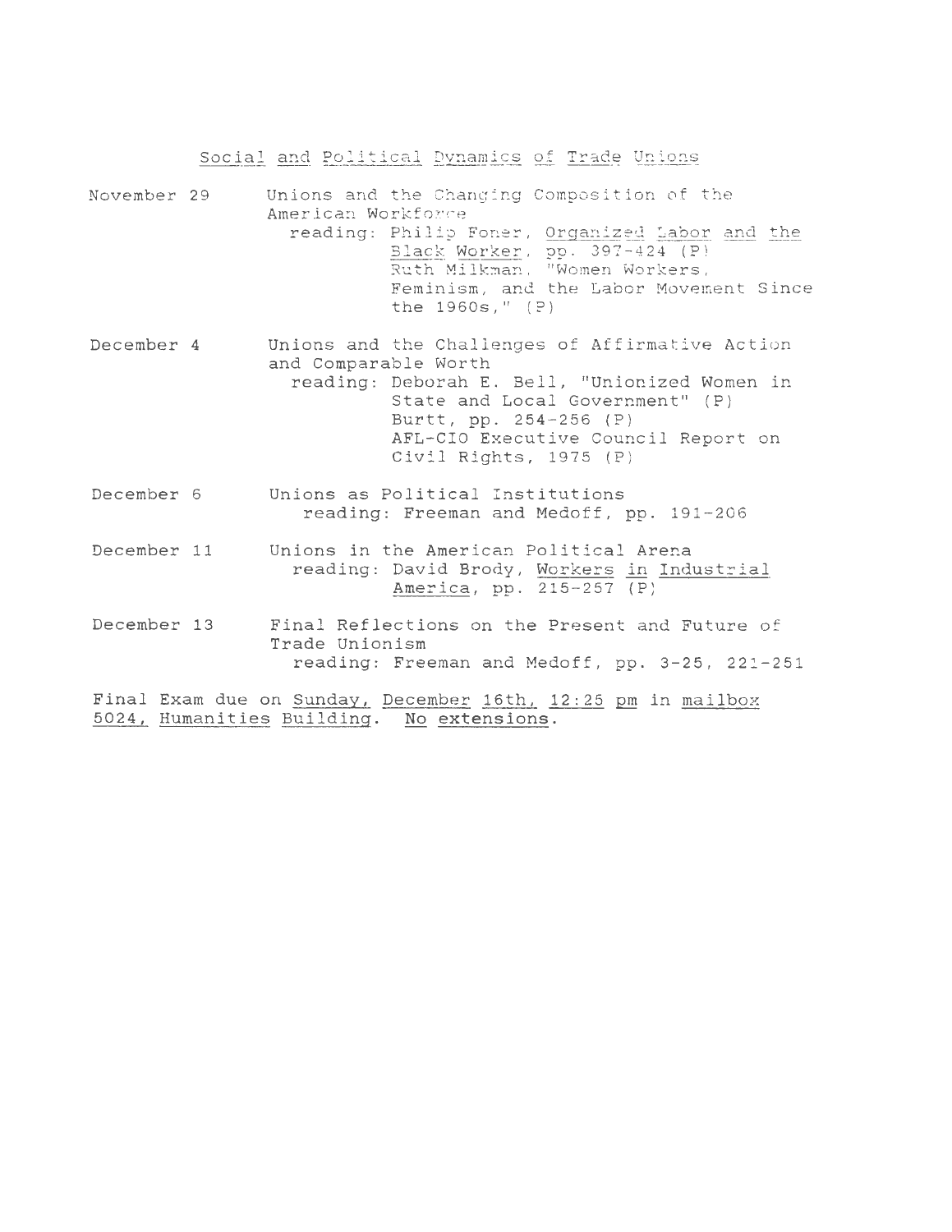## Social and Political Dynamics of Trade Unions

November 29 — Unions and the Changing Composition of the American Workforce

reading: Philip Foner, *Organized Labor and the Black Worker*, pp. 397-424 (P)
Ruth Milkman, "Women Workers, Feminism, and the Labor Movement Since the 1960s," (P)

December 4 — Unions and the Challenges of Affirmative Action and Comparable Worth

reading: Deborah E. Bell, "Unionized Women in State and Local Government" (P)
Burtt, pp. 254-256 (P)
AFL-CIO Executive Council Report on Civil Rights, 1975 (P)

December 6 — Unions as Political Institutions

reading: Freeman and Medoff, pp. 191-206

December 11 — Unions in the American Political Arena

reading: David Brody, *Workers in Industrial America*, pp. 215-257 (P)

December 13 — Final Reflections on the Present and Future of Trade Unionism

reading: Freeman and Medoff, pp. 3-25, 221-251

Final Exam due on Sunday, December 16th, 12:25 pm in mailbox 5024, Humanities Building. No extensions.